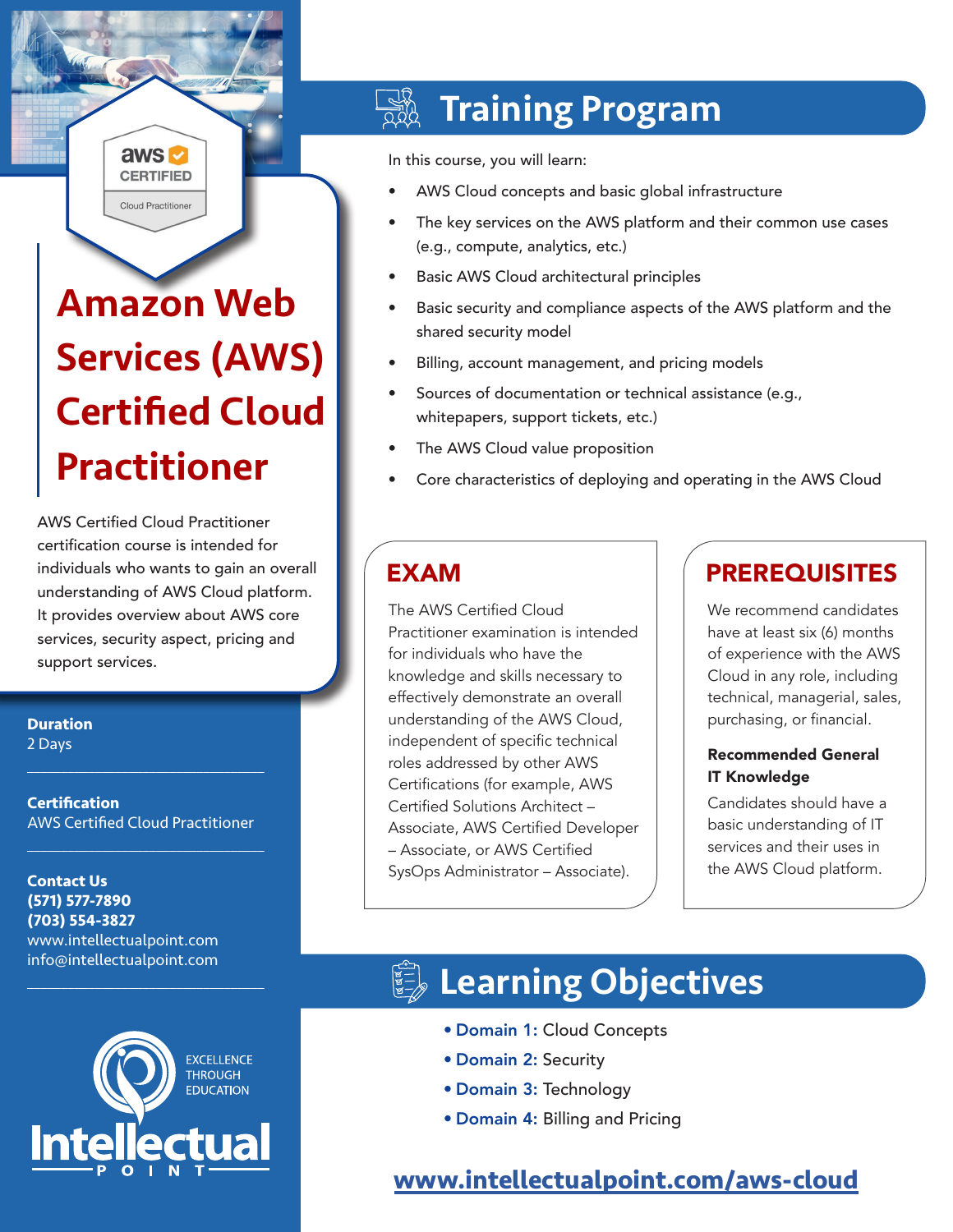# Amazon Web Services (AWS) Certified Cloud Practitioner

AWS Certified Cloud Practitioner certification course is intended for individuals who wants to gain an overall understanding of AWS Cloud platform. It provides overview about AWS core services, security aspect, pricing and support services.

**Duration**
2 Days

**Certification**
AWS Certified Cloud Practitioner

**Contact Us**
**(571) 577-7890**
**(703) 554-3827**
www.intellectualpoint.com
info@intellectualpoint.com

## Training Program

In this course, you will learn:

- AWS Cloud concepts and basic global infrastructure
- The key services on the AWS platform and their common use cases (e.g., compute, analytics, etc.)
- Basic AWS Cloud architectural principles
- Basic security and compliance aspects of the AWS platform and the shared security model
- Billing, account management, and pricing models
- Sources of documentation or technical assistance (e.g., whitepapers, support tickets, etc.)
- The AWS Cloud value proposition
- Core characteristics of deploying and operating in the AWS Cloud

## EXAM

The AWS Certified Cloud Practitioner examination is intended for individuals who have the knowledge and skills necessary to effectively demonstrate an overall understanding of the AWS Cloud, independent of specific technical roles addressed by other AWS Certifications (for example, AWS Certified Solutions Architect – Associate, AWS Certified Developer – Associate, or AWS Certified SysOps Administrator – Associate).

## PREREQUISITES

We recommend candidates have at least six (6) months of experience with the AWS Cloud in any role, including technical, managerial, sales, purchasing, or financial.

**Recommended General IT Knowledge**

Candidates should have a basic understanding of IT services and their uses in the AWS Cloud platform.

## Learning Objectives

- **Domain 1:** Cloud Concepts
- **Domain 2:** Security
- **Domain 3:** Technology
- **Domain 4:** Billing and Pricing

**www.intellectualpoint.com/aws-cloud**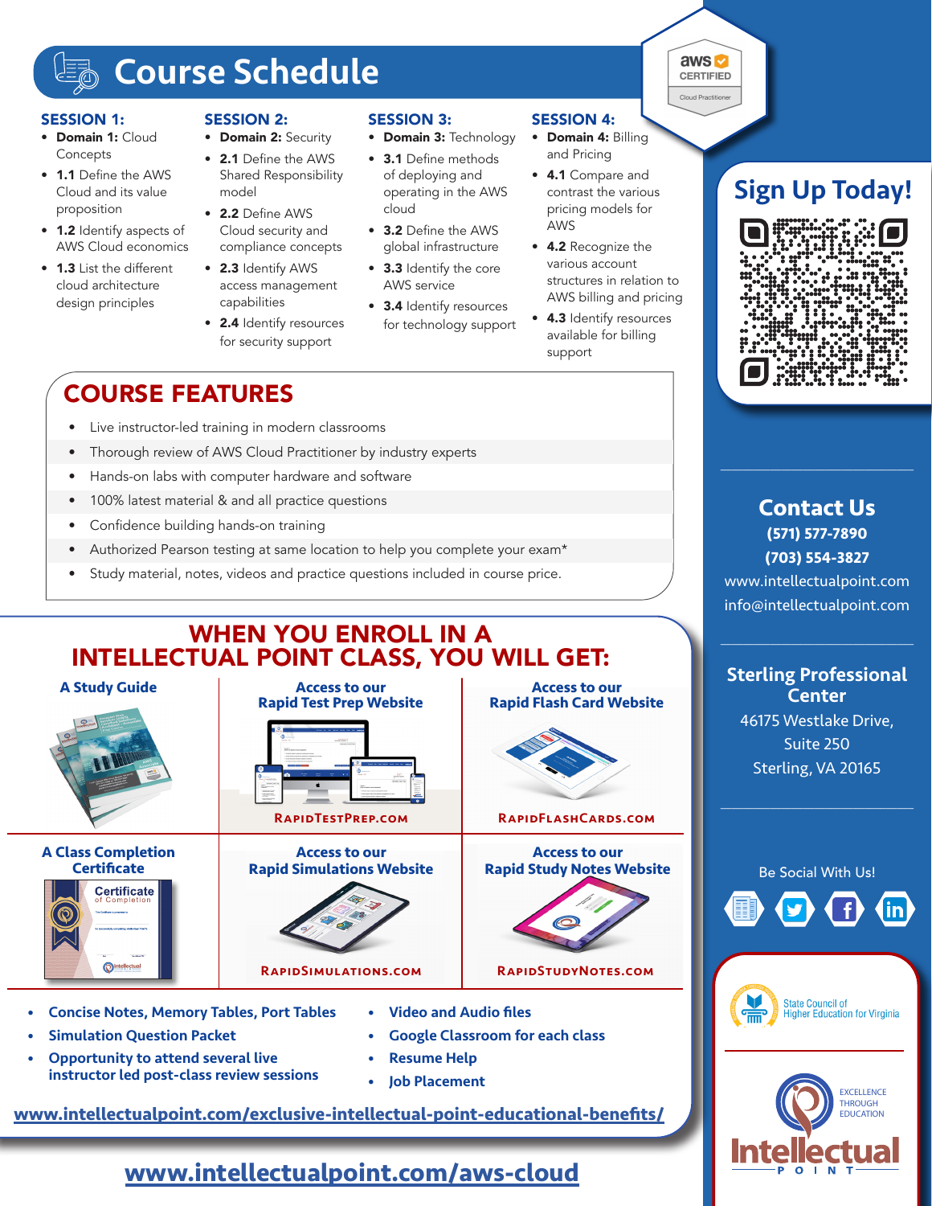# Course Schedule

### SESSION 1:

- **Domain 1:** Cloud Concepts
- **1.1** Define the AWS Cloud and its value proposition
- **1.2** Identify aspects of AWS Cloud economics
- **1.3** List the different cloud architecture design principles

### SESSION 2:

- **Domain 2:** Security
- **2.1** Define the AWS Shared Responsibility model
- **2.2** Define AWS Cloud security and compliance concepts
- **2.3** Identify AWS access management capabilities
- **2.4** Identify resources for security support

### SESSION 3:

- **Domain 3:** Technology
- **3.1** Define methods of deploying and operating in the AWS cloud
- **3.2** Define the AWS global infrastructure
- **3.3** Identify the core AWS service
- **3.4** Identify resources for technology support

### SESSION 4:

- **Domain 4:** Billing and Pricing
- **4.1** Compare and contrast the various pricing models for AWS
- **4.2** Recognize the various account structures in relation to AWS billing and pricing
- **4.3** Identify resources available for billing support

aws CERTIFIED
Cloud Practitioner

## COURSE FEATURES

- Live instructor-led training in modern classrooms
- Thorough review of AWS Cloud Practitioner by industry experts
- Hands-on labs with computer hardware and software
- 100% latest material & and all practice questions
- Confidence building hands-on training
- Authorized Pearson testing at same location to help you complete your exam*
- Study material, notes, videos and practice questions included in course price.

## WHEN YOU ENROLL IN A INTELLECTUAL POINT CLASS, YOU WILL GET:

**A Study Guide**

**Access to our Rapid Test Prep Website**
RAPIDTESTPREP.COM

**Access to our Rapid Flash Card Website**
RAPIDFLASHCARDS.COM

**A Class Completion Certificate**

**Access to our Rapid Simulations Website**
RAPIDSIMULATIONS.COM

**Access to our Rapid Study Notes Website**
RAPIDSTUDYNOTES.COM

- **Concise Notes, Memory Tables, Port Tables**
- **Simulation Question Packet**
- **Opportunity to attend several live instructor led post-class review sessions**
- **Video and Audio files**
- **Google Classroom for each class**
- **Resume Help**
- **Job Placement**

**www.intellectualpoint.com/exclusive-intellectual-point-educational-benefits/**

**www.intellectualpoint.com/aws-cloud**

## Sign Up Today!

## Contact Us

**(571) 577-7890**
**(703) 554-3827**
www.intellectualpoint.com
info@intellectualpoint.com

## Sterling Professional Center

46175 Westlake Drive,
Suite 250
Sterling, VA 20165

Be Social With Us!

State Council of Higher Education for Virginia

EXCELLENCE THROUGH EDUCATION
Intellectual POINT